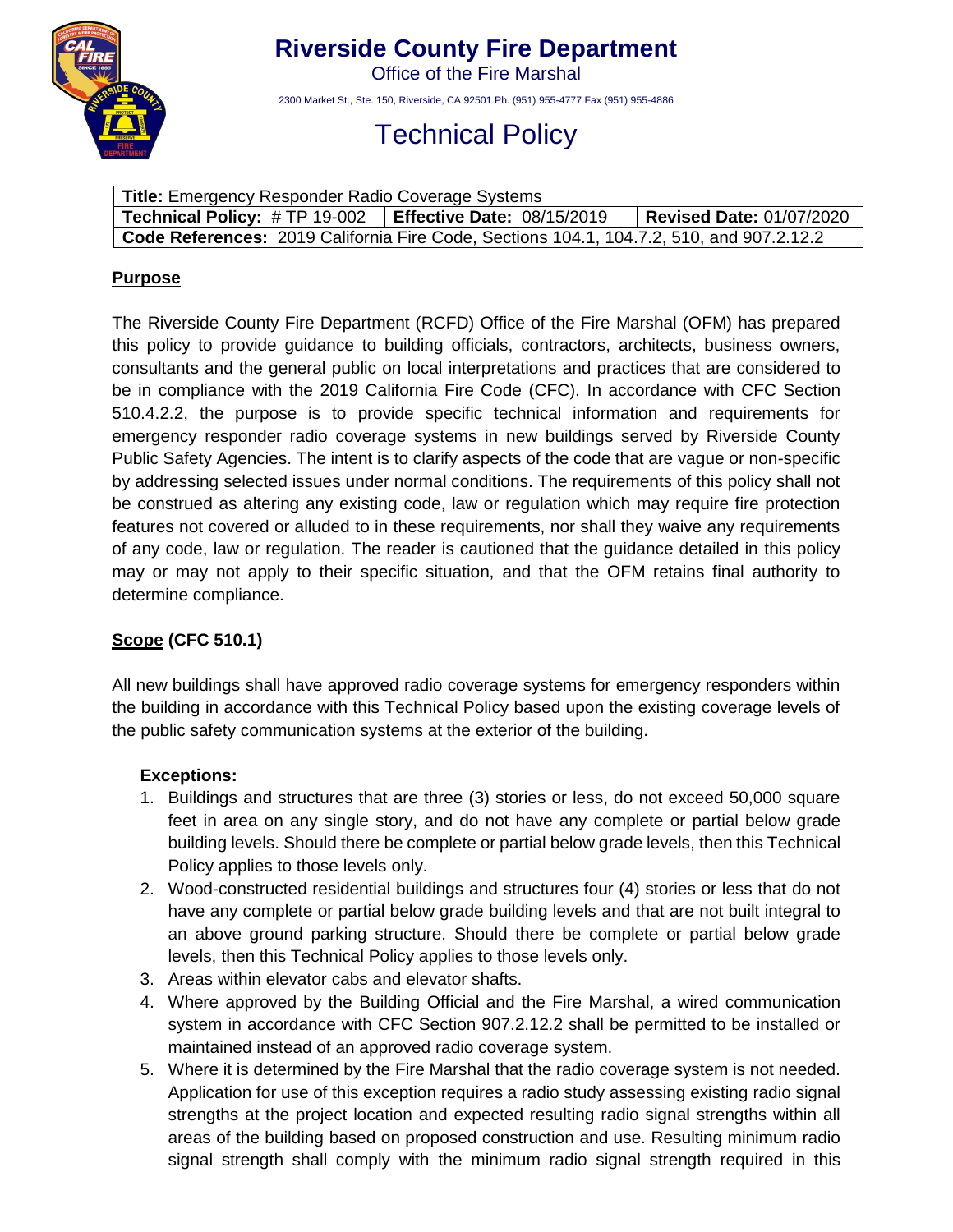# Riverside County Fire Department

Office of the Fire Marshal

2300 Market St., Ste. 150, Riverside, CA 92501 Ph. (951) 955-4777 Fax (951) 955-4886

## Technical Policy

| **Title:** Emergency Responder Radio Coverage Systems | | |
|---|---|---|
| **Technical Policy:** # TP 19-002 | **Effective Date:** 08/15/2019 | **Revised Date:** 01/07/2020 |
| **Code References:** 2019 California Fire Code, Sections 104.1, 104.7.2, 510, and 907.2.12.2 | | |

### Purpose

The Riverside County Fire Department (RCFD) Office of the Fire Marshal (OFM) has prepared this policy to provide guidance to building officials, contractors, architects, business owners, consultants and the general public on local interpretations and practices that are considered to be in compliance with the 2019 California Fire Code (CFC). In accordance with CFC Section 510.4.2.2, the purpose is to provide specific technical information and requirements for emergency responder radio coverage systems in new buildings served by Riverside County Public Safety Agencies. The intent is to clarify aspects of the code that are vague or non-specific by addressing selected issues under normal conditions. The requirements of this policy shall not be construed as altering any existing code, law or regulation which may require fire protection features not covered or alluded to in these requirements, nor shall they waive any requirements of any code, law or regulation. The reader is cautioned that the guidance detailed in this policy may or may not apply to their specific situation, and that the OFM retains final authority to determine compliance.

### Scope (CFC 510.1)

All new buildings shall have approved radio coverage systems for emergency responders within the building in accordance with this Technical Policy based upon the existing coverage levels of the public safety communication systems at the exterior of the building.

**Exceptions:**

1. Buildings and structures that are three (3) stories or less, do not exceed 50,000 square feet in area on any single story, and do not have any complete or partial below grade building levels. Should there be complete or partial below grade levels, then this Technical Policy applies to those levels only.
2. Wood-constructed residential buildings and structures four (4) stories or less that do not have any complete or partial below grade building levels and that are not built integral to an above ground parking structure. Should there be complete or partial below grade levels, then this Technical Policy applies to those levels only.
3. Areas within elevator cabs and elevator shafts.
4. Where approved by the Building Official and the Fire Marshal, a wired communication system in accordance with CFC Section 907.2.12.2 shall be permitted to be installed or maintained instead of an approved radio coverage system.
5. Where it is determined by the Fire Marshal that the radio coverage system is not needed. Application for use of this exception requires a radio study assessing existing radio signal strengths at the project location and expected resulting radio signal strengths within all areas of the building based on proposed construction and use. Resulting minimum radio signal strength shall comply with the minimum radio signal strength required in this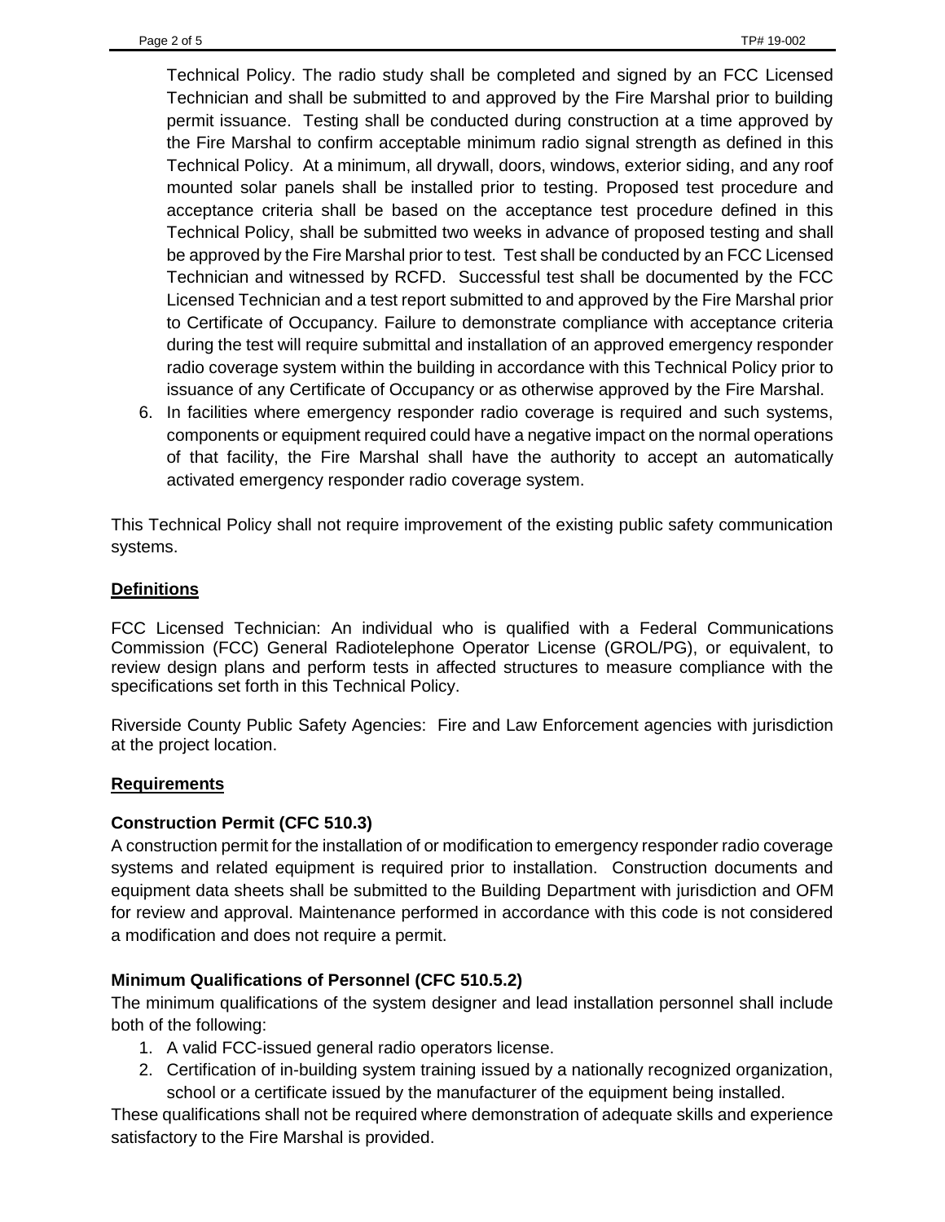Technical Policy. The radio study shall be completed and signed by an FCC Licensed Technician and shall be submitted to and approved by the Fire Marshal prior to building permit issuance. Testing shall be conducted during construction at a time approved by the Fire Marshal to confirm acceptable minimum radio signal strength as defined in this Technical Policy. At a minimum, all drywall, doors, windows, exterior siding, and any roof mounted solar panels shall be installed prior to testing. Proposed test procedure and acceptance criteria shall be based on the acceptance test procedure defined in this Technical Policy, shall be submitted two weeks in advance of proposed testing and shall be approved by the Fire Marshal prior to test. Test shall be conducted by an FCC Licensed Technician and witnessed by RCFD. Successful test shall be documented by the FCC Licensed Technician and a test report submitted to and approved by the Fire Marshal prior to Certificate of Occupancy. Failure to demonstrate compliance with acceptance criteria during the test will require submittal and installation of an approved emergency responder radio coverage system within the building in accordance with this Technical Policy prior to issuance of any Certificate of Occupancy or as otherwise approved by the Fire Marshal.

6. In facilities where emergency responder radio coverage is required and such systems, components or equipment required could have a negative impact on the normal operations of that facility, the Fire Marshal shall have the authority to accept an automatically activated emergency responder radio coverage system.

This Technical Policy shall not require improvement of the existing public safety communication systems.

## Definitions

FCC Licensed Technician: An individual who is qualified with a Federal Communications Commission (FCC) General Radiotelephone Operator License (GROL/PG), or equivalent, to review design plans and perform tests in affected structures to measure compliance with the specifications set forth in this Technical Policy.

Riverside County Public Safety Agencies: Fire and Law Enforcement agencies with jurisdiction at the project location.

## Requirements

### Construction Permit (CFC 510.3)

A construction permit for the installation of or modification to emergency responder radio coverage systems and related equipment is required prior to installation. Construction documents and equipment data sheets shall be submitted to the Building Department with jurisdiction and OFM for review and approval. Maintenance performed in accordance with this code is not considered a modification and does not require a permit.

### Minimum Qualifications of Personnel (CFC 510.5.2)

The minimum qualifications of the system designer and lead installation personnel shall include both of the following:

1. A valid FCC-issued general radio operators license.
2. Certification of in-building system training issued by a nationally recognized organization, school or a certificate issued by the manufacturer of the equipment being installed.

These qualifications shall not be required where demonstration of adequate skills and experience satisfactory to the Fire Marshal is provided.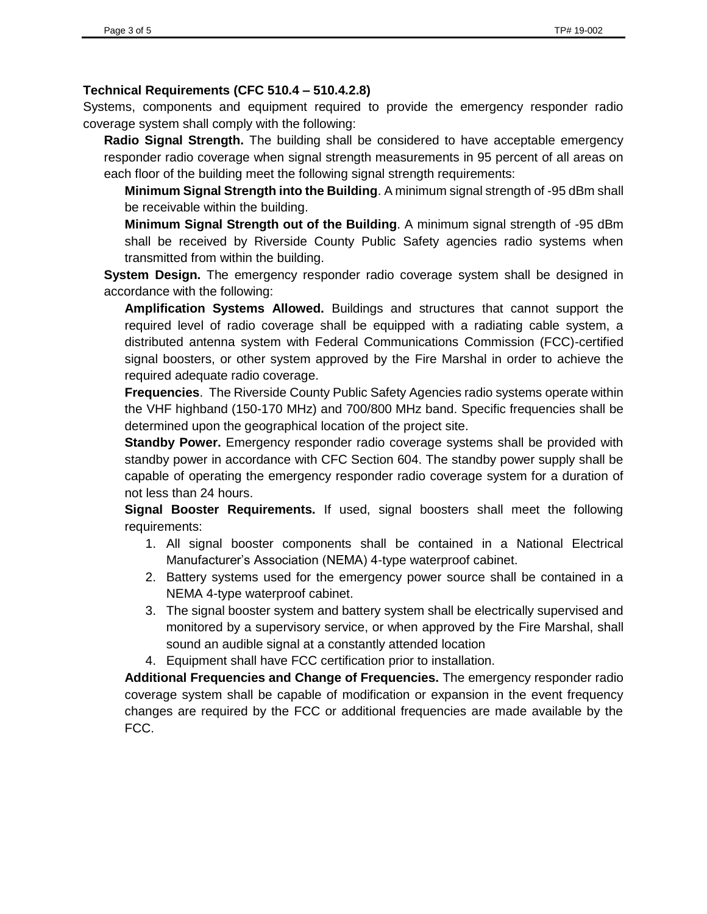**Technical Requirements (CFC 510.4 – 510.4.2.8)**

Systems, components and equipment required to provide the emergency responder radio coverage system shall comply with the following:

**Radio Signal Strength.** The building shall be considered to have acceptable emergency responder radio coverage when signal strength measurements in 95 percent of all areas on each floor of the building meet the following signal strength requirements:

**Minimum Signal Strength into the Building**. A minimum signal strength of -95 dBm shall be receivable within the building.

**Minimum Signal Strength out of the Building**. A minimum signal strength of -95 dBm shall be received by Riverside County Public Safety agencies radio systems when transmitted from within the building.

**System Design.** The emergency responder radio coverage system shall be designed in accordance with the following:

**Amplification Systems Allowed.** Buildings and structures that cannot support the required level of radio coverage shall be equipped with a radiating cable system, a distributed antenna system with Federal Communications Commission (FCC)-certified signal boosters, or other system approved by the Fire Marshal in order to achieve the required adequate radio coverage.

**Frequencies**. The Riverside County Public Safety Agencies radio systems operate within the VHF highband (150-170 MHz) and 700/800 MHz band. Specific frequencies shall be determined upon the geographical location of the project site.

**Standby Power.** Emergency responder radio coverage systems shall be provided with standby power in accordance with CFC Section 604. The standby power supply shall be capable of operating the emergency responder radio coverage system for a duration of not less than 24 hours.

**Signal Booster Requirements.** If used, signal boosters shall meet the following requirements:

1. All signal booster components shall be contained in a National Electrical Manufacturer's Association (NEMA) 4-type waterproof cabinet.
2. Battery systems used for the emergency power source shall be contained in a NEMA 4-type waterproof cabinet.
3. The signal booster system and battery system shall be electrically supervised and monitored by a supervisory service, or when approved by the Fire Marshal, shall sound an audible signal at a constantly attended location
4. Equipment shall have FCC certification prior to installation.

**Additional Frequencies and Change of Frequencies.** The emergency responder radio coverage system shall be capable of modification or expansion in the event frequency changes are required by the FCC or additional frequencies are made available by the FCC.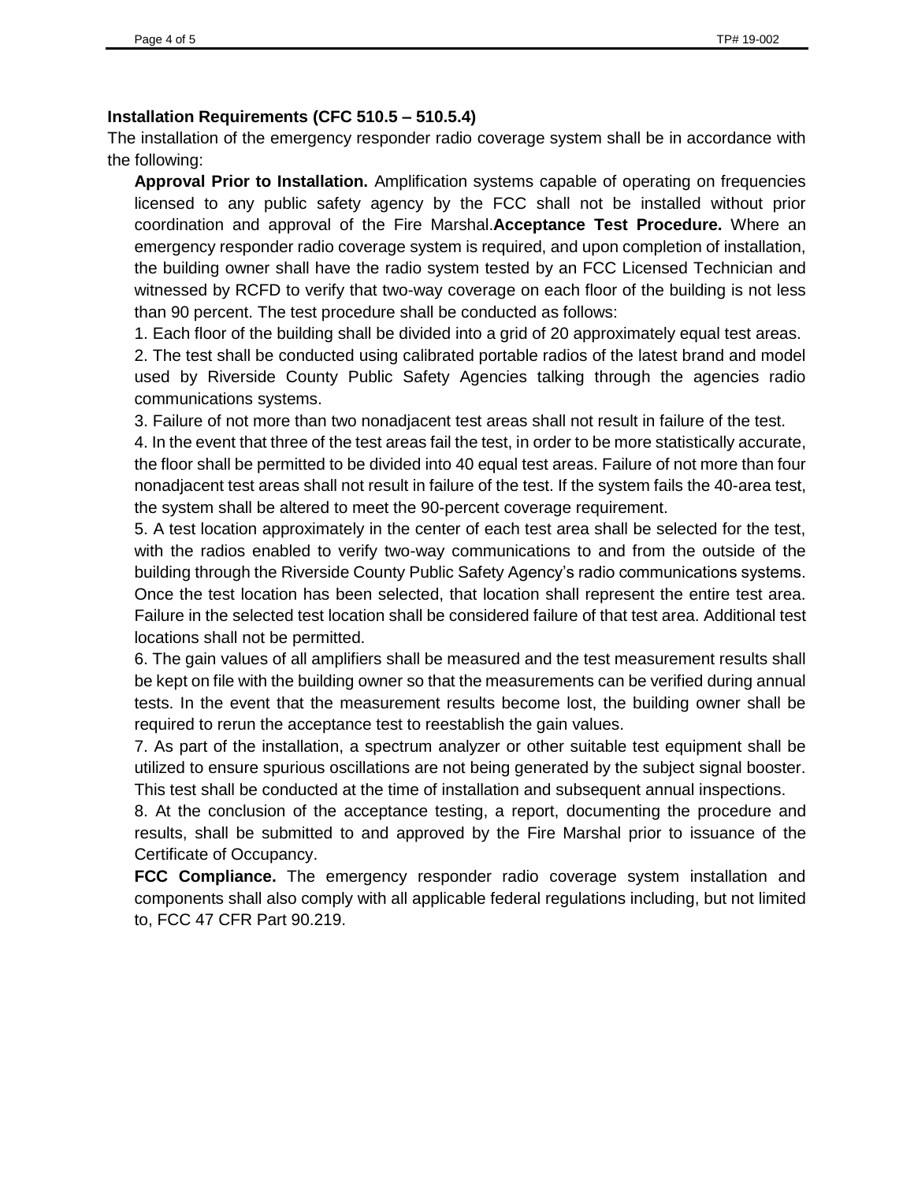**Installation Requirements (CFC 510.5 – 510.5.4)**

The installation of the emergency responder radio coverage system shall be in accordance with the following:

**Approval Prior to Installation.** Amplification systems capable of operating on frequencies licensed to any public safety agency by the FCC shall not be installed without prior coordination and approval of the Fire Marshal.**Acceptance Test Procedure.** Where an emergency responder radio coverage system is required, and upon completion of installation, the building owner shall have the radio system tested by an FCC Licensed Technician and witnessed by RCFD to verify that two-way coverage on each floor of the building is not less than 90 percent. The test procedure shall be conducted as follows:

1. Each floor of the building shall be divided into a grid of 20 approximately equal test areas.
2. The test shall be conducted using calibrated portable radios of the latest brand and model used by Riverside County Public Safety Agencies talking through the agencies radio communications systems.
3. Failure of not more than two nonadjacent test areas shall not result in failure of the test.
4. In the event that three of the test areas fail the test, in order to be more statistically accurate, the floor shall be permitted to be divided into 40 equal test areas. Failure of not more than four nonadjacent test areas shall not result in failure of the test. If the system fails the 40-area test, the system shall be altered to meet the 90-percent coverage requirement.
5. A test location approximately in the center of each test area shall be selected for the test, with the radios enabled to verify two-way communications to and from the outside of the building through the Riverside County Public Safety Agency's radio communications systems. Once the test location has been selected, that location shall represent the entire test area. Failure in the selected test location shall be considered failure of that test area. Additional test locations shall not be permitted.
6. The gain values of all amplifiers shall be measured and the test measurement results shall be kept on file with the building owner so that the measurements can be verified during annual tests. In the event that the measurement results become lost, the building owner shall be required to rerun the acceptance test to reestablish the gain values.
7. As part of the installation, a spectrum analyzer or other suitable test equipment shall be utilized to ensure spurious oscillations are not being generated by the subject signal booster. This test shall be conducted at the time of installation and subsequent annual inspections.
8. At the conclusion of the acceptance testing, a report, documenting the procedure and results, shall be submitted to and approved by the Fire Marshal prior to issuance of the Certificate of Occupancy.

**FCC Compliance.** The emergency responder radio coverage system installation and components shall also comply with all applicable federal regulations including, but not limited to, FCC 47 CFR Part 90.219.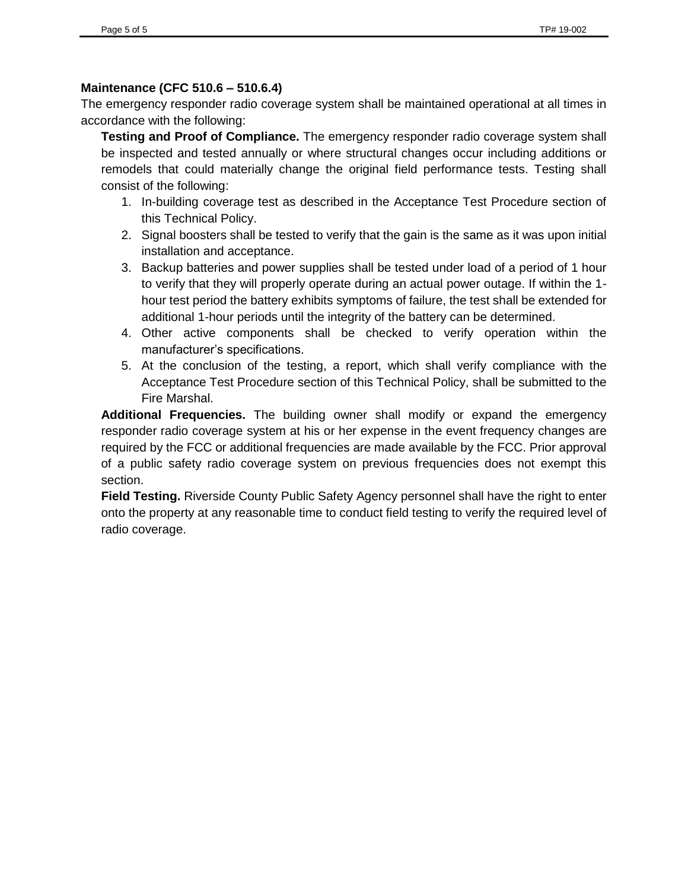**Maintenance (CFC 510.6 – 510.6.4)**

The emergency responder radio coverage system shall be maintained operational at all times in accordance with the following:

**Testing and Proof of Compliance.** The emergency responder radio coverage system shall be inspected and tested annually or where structural changes occur including additions or remodels that could materially change the original field performance tests. Testing shall consist of the following:

1. In-building coverage test as described in the Acceptance Test Procedure section of this Technical Policy.
2. Signal boosters shall be tested to verify that the gain is the same as it was upon initial installation and acceptance.
3. Backup batteries and power supplies shall be tested under load of a period of 1 hour to verify that they will properly operate during an actual power outage. If within the 1-hour test period the battery exhibits symptoms of failure, the test shall be extended for additional 1-hour periods until the integrity of the battery can be determined.
4. Other active components shall be checked to verify operation within the manufacturer's specifications.
5. At the conclusion of the testing, a report, which shall verify compliance with the Acceptance Test Procedure section of this Technical Policy, shall be submitted to the Fire Marshal.

**Additional Frequencies.** The building owner shall modify or expand the emergency responder radio coverage system at his or her expense in the event frequency changes are required by the FCC or additional frequencies are made available by the FCC. Prior approval of a public safety radio coverage system on previous frequencies does not exempt this section.

**Field Testing.** Riverside County Public Safety Agency personnel shall have the right to enter onto the property at any reasonable time to conduct field testing to verify the required level of radio coverage.